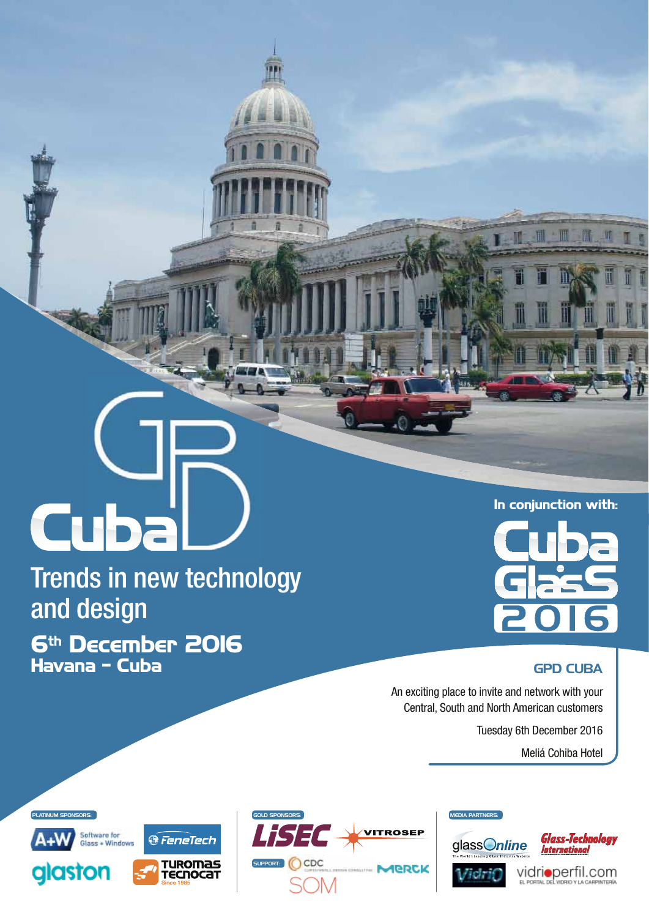# GPD Cuba

## Trends in new technology and design

**6th December 2016**
**Havana - Cuba**

In conjunction with:

**Cuba GlasS 2016**

### GPD CUBA

An exciting place to invite and network with your Central, South and North American customers

Tuesday 6th December 2016

Meliá Cohiba Hotel

PLATINUM SPONSORS:

A+W Software for Glass + Windows
FeneTech
glaston
Turomas Tecnocat Since 1985

GOLD SPONSORS:

LiSEC
VITROSEP

SUPPORT:

CDC
MERCK
SOM

MEDIA PARTNERS:

glassOnline
Glass-Technology International
Vidrio
vidrioperfil.com EL PORTAL DEL VIDRIO Y LA CARPINTERÍA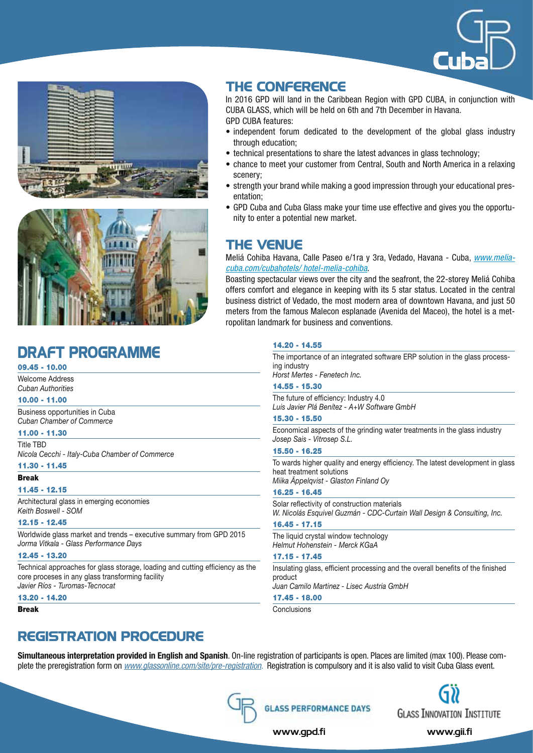## THE CONFERENCE

In 2016 GPD will land in the Caribbean Region with GPD CUBA, in conjunction with CUBA GLASS, which will be held on 6th and 7th December in Havana.
GPD CUBA features:

- independent forum dedicated to the development of the global glass industry through education;
- technical presentations to share the latest advances in glass technology;
- chance to meet your customer from Central, South and North America in a relaxing scenery;
- strength your brand while making a good impression through your educational presentation;
- GPD Cuba and Cuba Glass make your time use effective and gives you the opportunity to enter a potential new market.

## THE VENUE

Meliá Cohiba Havana, Calle Paseo e/1ra y 3ra, Vedado, Havana - Cuba, *www.melia-cuba.com/cubahotels/ hotel-melia-cohiba*.

Boasting spectacular views over the city and the seafront, the 22-storey Meliá Cohiba offers comfort and elegance in keeping with its 5 star status. Located in the central business district of Vedado, the most modern area of downtown Havana, and just 50 meters from the famous Malecon esplanade (Avenida del Maceo), the hotel is a metropolitan landmark for business and conventions.

## DRAFT PROGRAMME

**09.45 - 10.00**
Welcome Address
*Cuban Authorities*

**10.00 - 11.00**
Business opportunities in Cuba
*Cuban Chamber of Commerce*

**11.00 - 11.30**
Title TBD
*Nicola Cecchi - Italy-Cuba Chamber of Commerce*

**11.30 - 11.45**
**Break**

**11.45 - 12.15**
Architectural glass in emerging economies
*Keith Boswell - SOM*

**12.15 - 12.45**
Worldwide glass market and trends – executive summary from GPD 2015
*Jorma Vitkala - Glass Performance Days*

**12.45 - 13.20**
Technical approaches for glass storage, loading and cutting efficiency as the core proceses in any glass transforming facility
*Javier Ríos - Turomas-Tecnocat*

**13.20 - 14.20**
**Break**

**14.20 - 14.55**
The importance of an integrated software ERP solution in the glass processing industry
*Horst Mertes - Fenetech Inc.*

**14.55 - 15.30**
The future of efficiency: Industry 4.0
*Luis Javier Plá Benítez - A+W Software GmbH*

**15.30 - 15.50**
Economical aspects of the grinding water treatments in the glass industry
*Josep Sais - Vitrosep S.L.*

**15.50 - 16.25**
To wards higher quality and energy efficiency. The latest development in glass heat treatment solutions
*Miika Äppelqvist - Glaston Finland Oy*

**16.25 - 16.45**
Solar reflectivity of construction materials
*W. Nicolás Esquivel Guzmán - CDC-Curtain Wall Design & Consulting, Inc.*

**16.45 - 17.15**
The liquid crystal window technology
*Helmut Hohenstein - Merck KGaA*

**17.15 - 17.45**
Insulating glass, efficient processing and the overall benefits of the finished product
*Juan Camilo Martinez - Lisec Austria GmbH*

**17.45 - 18.00**
Conclusions

## REGISTRATION PROCEDURE

**Simultaneous interpretation provided in English and Spanish**. On-line registration of participants is open. Places are limited (max 100). Please complete the preregistration form on *www.glassonline.com/site/pre-registration*. Registration is compulsory and it is also valid to visit Cuba Glass event.

GLASS PERFORMANCE DAYS
**www.gpd.fi**

GLASS INNOVATION INSTITUTE
**www.gii.fi**